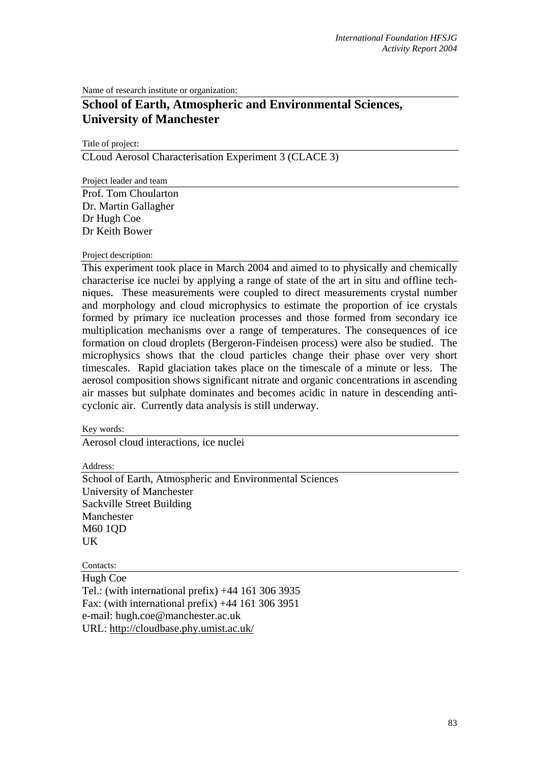Name of research institute or organization:

# School of Earth, Atmospheric and Environmental Sciences, University of Manchester

Title of project:

CLoud Aerosol Characterisation Experiment 3 (CLACE 3)

Project leader and team

Prof. Tom Choularton
Dr. Martin Gallagher
Dr Hugh Coe
Dr Keith Bower

Project description:

This experiment took place in March 2004 and aimed to to physically and chemically characterise ice nuclei by applying a range of state of the art in situ and offline techniques. These measurements were coupled to direct measurements crystal number and morphology and cloud microphysics to estimate the proportion of ice crystals formed by primary ice nucleation processes and those formed from secondary ice multiplication mechanisms over a range of temperatures. The consequences of ice formation on cloud droplets (Bergeron-Findeisen process) were also be studied. The microphysics shows that the cloud particles change their phase over very short timescales. Rapid glaciation takes place on the timescale of a minute or less. The aerosol composition shows significant nitrate and organic concentrations in ascending air masses but sulphate dominates and becomes acidic in nature in descending anti-cyclonic air. Currently data analysis is still underway.

Key words:

Aerosol cloud interactions, ice nuclei

Address:

School of Earth, Atmospheric and Environmental Sciences
University of Manchester
Sackville Street Building
Manchester
M60 1QD
UK

Contacts:

Hugh Coe
Tel.: (with international prefix) +44 161 306 3935
Fax: (with international prefix) +44 161 306 3951
e-mail: hugh.coe@manchester.ac.uk
URL: http://cloudbase.phy.umist.ac.uk/